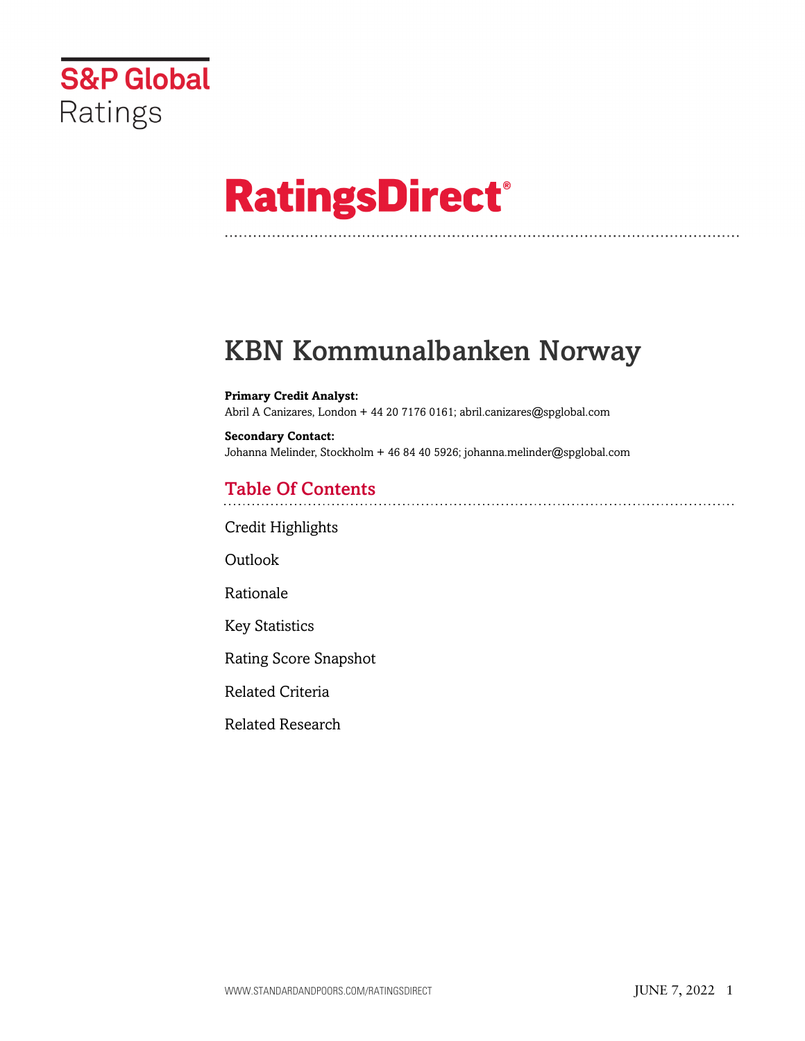S&P Global Ratings

# RatingsDirect®

# KBN Kommunalbanken Norway

**Primary Credit Analyst:**
Abril A Canizares, London + 44 20 7176 0161; abril.canizares@spglobal.com

**Secondary Contact:**
Johanna Melinder, Stockholm + 46 84 40 5926; johanna.melinder@spglobal.com

## Table Of Contents

Credit Highlights

Outlook

Rationale

Key Statistics

Rating Score Snapshot

Related Criteria

Related Research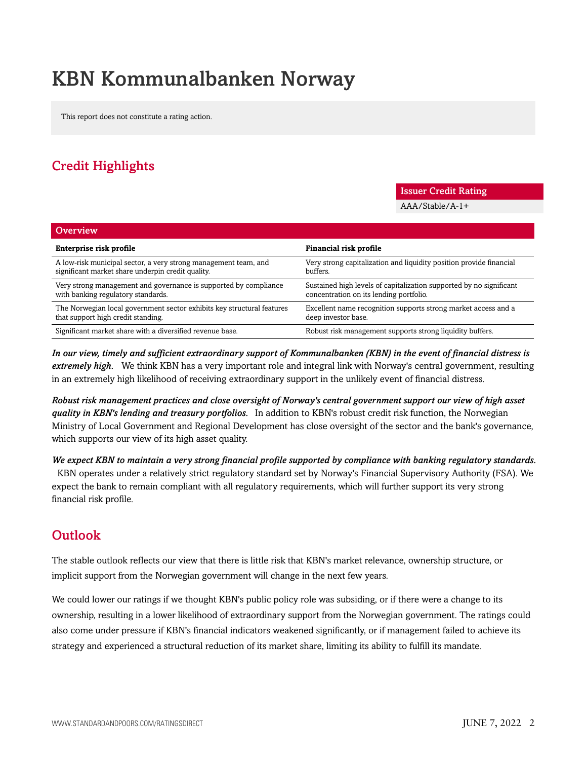# KBN Kommunalbanken Norway

This report does not constitute a rating action.

## Credit Highlights

| Issuer Credit Rating |
| --- |
| AAA/Stable/A-1+ |

| Overview | |
| --- | --- |
| **Enterprise risk profile** | **Financial risk profile** |
| A low-risk municipal sector, a very strong management team, and significant market share underpin credit quality. | Very strong capitalization and liquidity position provide financial buffers. |
| Very strong management and governance is supported by compliance with banking regulatory standards. | Sustained high levels of capitalization supported by no significant concentration on its lending portfolio. |
| The Norwegian local government sector exhibits key structural features that support high credit standing. | Excellent name recognition supports strong market access and a deep investor base. |
| Significant market share with a diversified revenue base. | Robust risk management supports strong liquidity buffers. |

***In our view, timely and sufficient extraordinary support of Kommunalbanken (KBN) in the event of financial distress is extremely high.*** We think KBN has a very important role and integral link with Norway's central government, resulting in an extremely high likelihood of receiving extraordinary support in the unlikely event of financial distress.

***Robust risk management practices and close oversight of Norway's central government support our view of high asset quality in KBN's lending and treasury portfolios.*** In addition to KBN's robust credit risk function, the Norwegian Ministry of Local Government and Regional Development has close oversight of the sector and the bank's governance, which supports our view of its high asset quality.

***We expect KBN to maintain a very strong financial profile supported by compliance with banking regulatory standards.*** KBN operates under a relatively strict regulatory standard set by Norway's Financial Supervisory Authority (FSA). We expect the bank to remain compliant with all regulatory requirements, which will further support its very strong financial risk profile.

## Outlook

The stable outlook reflects our view that there is little risk that KBN's market relevance, ownership structure, or implicit support from the Norwegian government will change in the next few years.

We could lower our ratings if we thought KBN's public policy role was subsiding, or if there were a change to its ownership, resulting in a lower likelihood of extraordinary support from the Norwegian government. The ratings could also come under pressure if KBN's financial indicators weakened significantly, or if management failed to achieve its strategy and experienced a structural reduction of its market share, limiting its ability to fulfill its mandate.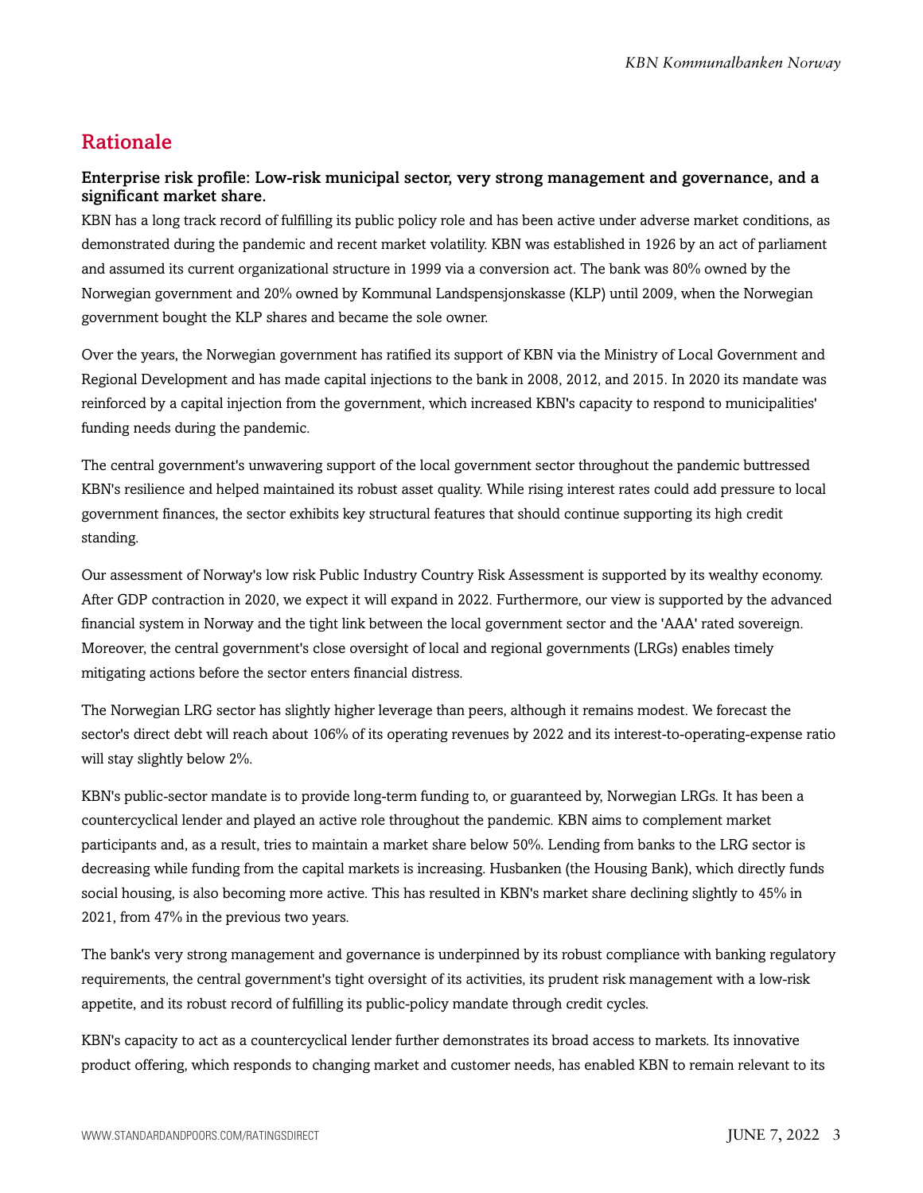## Rationale

### Enterprise risk profile: Low-risk municipal sector, very strong management and governance, and a significant market share.

KBN has a long track record of fulfilling its public policy role and has been active under adverse market conditions, as demonstrated during the pandemic and recent market volatility. KBN was established in 1926 by an act of parliament and assumed its current organizational structure in 1999 via a conversion act. The bank was 80% owned by the Norwegian government and 20% owned by Kommunal Landspensjonskasse (KLP) until 2009, when the Norwegian government bought the KLP shares and became the sole owner.

Over the years, the Norwegian government has ratified its support of KBN via the Ministry of Local Government and Regional Development and has made capital injections to the bank in 2008, 2012, and 2015. In 2020 its mandate was reinforced by a capital injection from the government, which increased KBN's capacity to respond to municipalities' funding needs during the pandemic.

The central government's unwavering support of the local government sector throughout the pandemic buttressed KBN's resilience and helped maintained its robust asset quality. While rising interest rates could add pressure to local government finances, the sector exhibits key structural features that should continue supporting its high credit standing.

Our assessment of Norway's low risk Public Industry Country Risk Assessment is supported by its wealthy economy. After GDP contraction in 2020, we expect it will expand in 2022. Furthermore, our view is supported by the advanced financial system in Norway and the tight link between the local government sector and the 'AAA' rated sovereign. Moreover, the central government's close oversight of local and regional governments (LRGs) enables timely mitigating actions before the sector enters financial distress.

The Norwegian LRG sector has slightly higher leverage than peers, although it remains modest. We forecast the sector's direct debt will reach about 106% of its operating revenues by 2022 and its interest-to-operating-expense ratio will stay slightly below 2%.

KBN's public-sector mandate is to provide long-term funding to, or guaranteed by, Norwegian LRGs. It has been a countercyclical lender and played an active role throughout the pandemic. KBN aims to complement market participants and, as a result, tries to maintain a market share below 50%. Lending from banks to the LRG sector is decreasing while funding from the capital markets is increasing. Husbanken (the Housing Bank), which directly funds social housing, is also becoming more active. This has resulted in KBN's market share declining slightly to 45% in 2021, from 47% in the previous two years.

The bank's very strong management and governance is underpinned by its robust compliance with banking regulatory requirements, the central government's tight oversight of its activities, its prudent risk management with a low-risk appetite, and its robust record of fulfilling its public-policy mandate through credit cycles.

KBN's capacity to act as a countercyclical lender further demonstrates its broad access to markets. Its innovative product offering, which responds to changing market and customer needs, has enabled KBN to remain relevant to its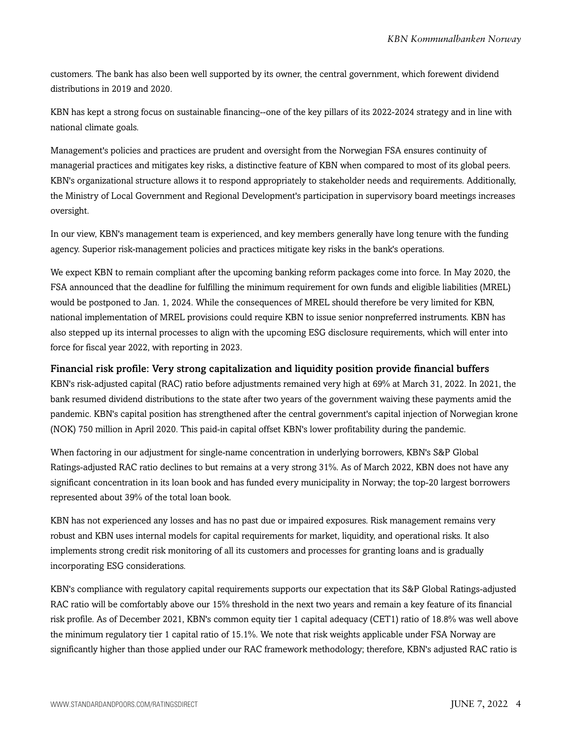customers. The bank has also been well supported by its owner, the central government, which forewent dividend distributions in 2019 and 2020.

KBN has kept a strong focus on sustainable financing--one of the key pillars of its 2022-2024 strategy and in line with national climate goals.

Management's policies and practices are prudent and oversight from the Norwegian FSA ensures continuity of managerial practices and mitigates key risks, a distinctive feature of KBN when compared to most of its global peers. KBN's organizational structure allows it to respond appropriately to stakeholder needs and requirements. Additionally, the Ministry of Local Government and Regional Development's participation in supervisory board meetings increases oversight.

In our view, KBN's management team is experienced, and key members generally have long tenure with the funding agency. Superior risk-management policies and practices mitigate key risks in the bank's operations.

We expect KBN to remain compliant after the upcoming banking reform packages come into force. In May 2020, the FSA announced that the deadline for fulfilling the minimum requirement for own funds and eligible liabilities (MREL) would be postponed to Jan. 1, 2024. While the consequences of MREL should therefore be very limited for KBN, national implementation of MREL provisions could require KBN to issue senior nonpreferred instruments. KBN has also stepped up its internal processes to align with the upcoming ESG disclosure requirements, which will enter into force for fiscal year 2022, with reporting in 2023.

### Financial risk profile: Very strong capitalization and liquidity position provide financial buffers

KBN's risk-adjusted capital (RAC) ratio before adjustments remained very high at 69% at March 31, 2022. In 2021, the bank resumed dividend distributions to the state after two years of the government waiving these payments amid the pandemic. KBN's capital position has strengthened after the central government's capital injection of Norwegian krone (NOK) 750 million in April 2020. This paid-in capital offset KBN's lower profitability during the pandemic.

When factoring in our adjustment for single-name concentration in underlying borrowers, KBN's S&P Global Ratings-adjusted RAC ratio declines to but remains at a very strong 31%. As of March 2022, KBN does not have any significant concentration in its loan book and has funded every municipality in Norway; the top-20 largest borrowers represented about 39% of the total loan book.

KBN has not experienced any losses and has no past due or impaired exposures. Risk management remains very robust and KBN uses internal models for capital requirements for market, liquidity, and operational risks. It also implements strong credit risk monitoring of all its customers and processes for granting loans and is gradually incorporating ESG considerations.

KBN's compliance with regulatory capital requirements supports our expectation that its S&P Global Ratings-adjusted RAC ratio will be comfortably above our 15% threshold in the next two years and remain a key feature of its financial risk profile. As of December 2021, KBN's common equity tier 1 capital adequacy (CET1) ratio of 18.8% was well above the minimum regulatory tier 1 capital ratio of 15.1%. We note that risk weights applicable under FSA Norway are significantly higher than those applied under our RAC framework methodology; therefore, KBN's adjusted RAC ratio is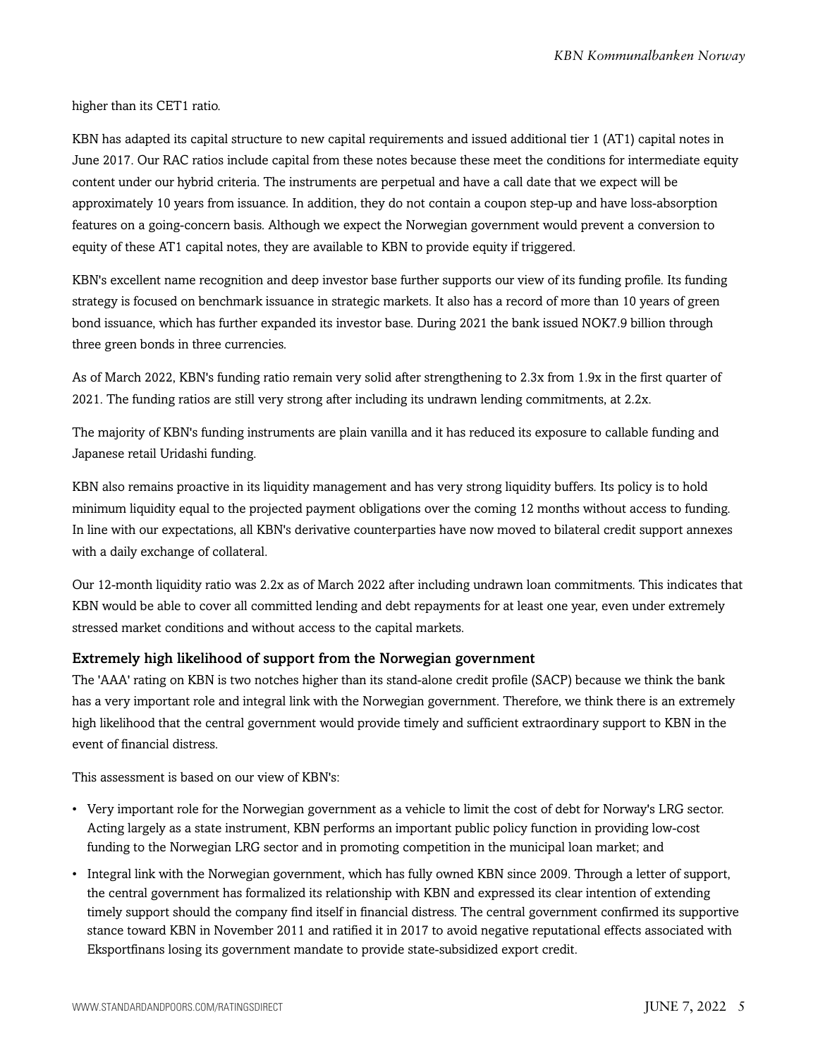higher than its CET1 ratio.

KBN has adapted its capital structure to new capital requirements and issued additional tier 1 (AT1) capital notes in June 2017. Our RAC ratios include capital from these notes because these meet the conditions for intermediate equity content under our hybrid criteria. The instruments are perpetual and have a call date that we expect will be approximately 10 years from issuance. In addition, they do not contain a coupon step-up and have loss-absorption features on a going-concern basis. Although we expect the Norwegian government would prevent a conversion to equity of these AT1 capital notes, they are available to KBN to provide equity if triggered.

KBN's excellent name recognition and deep investor base further supports our view of its funding profile. Its funding strategy is focused on benchmark issuance in strategic markets. It also has a record of more than 10 years of green bond issuance, which has further expanded its investor base. During 2021 the bank issued NOK7.9 billion through three green bonds in three currencies.

As of March 2022, KBN's funding ratio remain very solid after strengthening to 2.3x from 1.9x in the first quarter of 2021. The funding ratios are still very strong after including its undrawn lending commitments, at 2.2x.

The majority of KBN's funding instruments are plain vanilla and it has reduced its exposure to callable funding and Japanese retail Uridashi funding.

KBN also remains proactive in its liquidity management and has very strong liquidity buffers. Its policy is to hold minimum liquidity equal to the projected payment obligations over the coming 12 months without access to funding. In line with our expectations, all KBN's derivative counterparties have now moved to bilateral credit support annexes with a daily exchange of collateral.

Our 12-month liquidity ratio was 2.2x as of March 2022 after including undrawn loan commitments. This indicates that KBN would be able to cover all committed lending and debt repayments for at least one year, even under extremely stressed market conditions and without access to the capital markets.

### Extremely high likelihood of support from the Norwegian government

The 'AAA' rating on KBN is two notches higher than its stand-alone credit profile (SACP) because we think the bank has a very important role and integral link with the Norwegian government. Therefore, we think there is an extremely high likelihood that the central government would provide timely and sufficient extraordinary support to KBN in the event of financial distress.

This assessment is based on our view of KBN's:

- Very important role for the Norwegian government as a vehicle to limit the cost of debt for Norway's LRG sector. Acting largely as a state instrument, KBN performs an important public policy function in providing low-cost funding to the Norwegian LRG sector and in promoting competition in the municipal loan market; and
- Integral link with the Norwegian government, which has fully owned KBN since 2009. Through a letter of support, the central government has formalized its relationship with KBN and expressed its clear intention of extending timely support should the company find itself in financial distress. The central government confirmed its supportive stance toward KBN in November 2011 and ratified it in 2017 to avoid negative reputational effects associated with Eksportfinans losing its government mandate to provide state-subsidized export credit.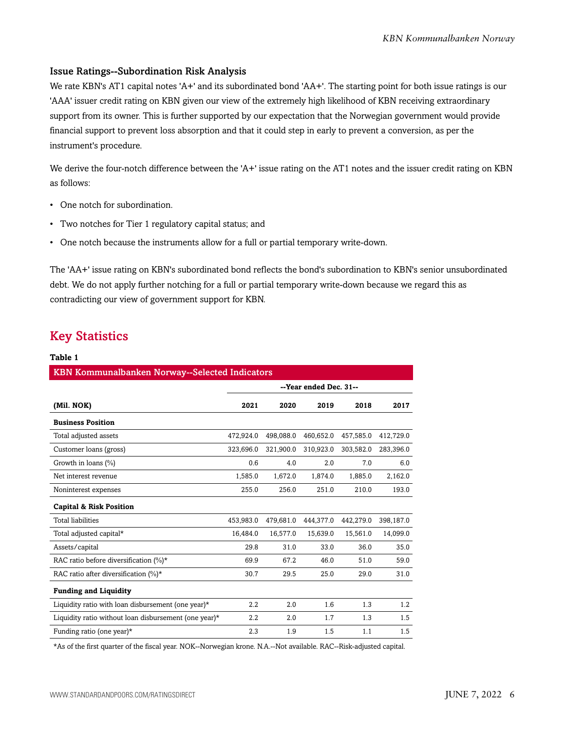### Issue Ratings--Subordination Risk Analysis

We rate KBN's AT1 capital notes 'A+' and its subordinated bond 'AA+'. The starting point for both issue ratings is our 'AAA' issuer credit rating on KBN given our view of the extremely high likelihood of KBN receiving extraordinary support from its owner. This is further supported by our expectation that the Norwegian government would provide financial support to prevent loss absorption and that it could step in early to prevent a conversion, as per the instrument's procedure.

We derive the four-notch difference between the 'A+' issue rating on the AT1 notes and the issuer credit rating on KBN as follows:

- One notch for subordination.
- Two notches for Tier 1 regulatory capital status; and
- One notch because the instruments allow for a full or partial temporary write-down.

The 'AA+' issue rating on KBN's subordinated bond reflects the bond's subordination to KBN's senior unsubordinated debt. We do not apply further notching for a full or partial temporary write-down because we regard this as contradicting our view of government support for KBN.

## Key Statistics

**Table 1**

| KBN Kommunalbanken Norway--Selected Indicators | | | | | |
|---|---|---|---|---|---|
| | --Year ended Dec. 31-- | | | | |
| **(Mil. NOK)** | **2021** | **2020** | **2019** | **2018** | **2017** |
| **Business Position** | | | | | |
| Total adjusted assets | 472,924.0 | 498,088.0 | 460,652.0 | 457,585.0 | 412,729.0 |
| Customer loans (gross) | 323,696.0 | 321,900.0 | 310,923.0 | 303,582.0 | 283,396.0 |
| Growth in loans (%) | 0.6 | 4.0 | 2.0 | 7.0 | 6.0 |
| Net interest revenue | 1,585.0 | 1,672.0 | 1,874.0 | 1,885.0 | 2,162.0 |
| Noninterest expenses | 255.0 | 256.0 | 251.0 | 210.0 | 193.0 |
| **Capital & Risk Position** | | | | | |
| Total liabilities | 453,983.0 | 479,681.0 | 444,377.0 | 442,279.0 | 398,187.0 |
| Total adjusted capital* | 16,484.0 | 16,577.0 | 15,639.0 | 15,561.0 | 14,099.0 |
| Assets/capital | 29.8 | 31.0 | 33.0 | 36.0 | 35.0 |
| RAC ratio before diversification (%)* | 69.9 | 67.2 | 46.0 | 51.0 | 59.0 |
| RAC ratio after diversification (%)* | 30.7 | 29.5 | 25.0 | 29.0 | 31.0 |
| **Funding and Liquidity** | | | | | |
| Liquidity ratio with loan disbursement (one year)* | 2.2 | 2.0 | 1.6 | 1.3 | 1.2 |
| Liquidity ratio without loan disbursement (one year)* | 2.2 | 2.0 | 1.7 | 1.3 | 1.5 |
| Funding ratio (one year)* | 2.3 | 1.9 | 1.5 | 1.1 | 1.5 |

*As of the first quarter of the fiscal year. NOK--Norwegian krone. N.A.--Not available. RAC--Risk-adjusted capital.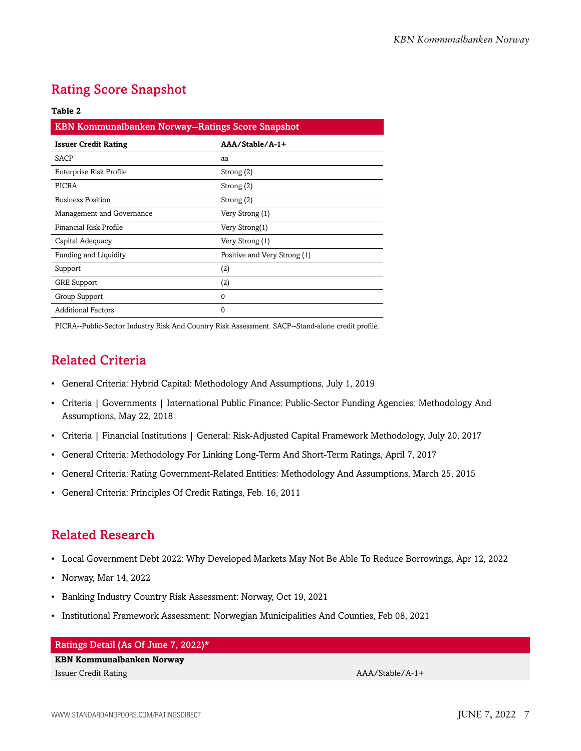## Rating Score Snapshot

**Table 2**

| KBN Kommunalbanken Norway--Ratings Score Snapshot | |
|---|---|
| **Issuer Credit Rating** | **AAA/Stable/A-1+** |
| SACP | aa |
| Enterprise Risk Profile | Strong (2) |
| PICRA | Strong (2) |
| Business Position | Strong (2) |
| Management and Governance | Very Strong (1) |
| Financial Risk Profile | Very Strong(1) |
| Capital Adequacy | Very Strong (1) |
| Funding and Liquidity | Positive and Very Strong (1) |
| Support | (2) |
| GRE Support | (2) |
| Group Support | 0 |
| Additional Factors | 0 |

PICRA--Public-Sector Industry Risk And Country Risk Assessment. SACP--Stand-alone credit profile.

## Related Criteria

- General Criteria: Hybrid Capital: Methodology And Assumptions, July 1, 2019
- Criteria | Governments | International Public Finance: Public-Sector Funding Agencies: Methodology And Assumptions, May 22, 2018
- Criteria | Financial Institutions | General: Risk-Adjusted Capital Framework Methodology, July 20, 2017
- General Criteria: Methodology For Linking Long-Term And Short-Term Ratings, April 7, 2017
- General Criteria: Rating Government-Related Entities: Methodology And Assumptions, March 25, 2015
- General Criteria: Principles Of Credit Ratings, Feb. 16, 2011

## Related Research

- Local Government Debt 2022: Why Developed Markets May Not Be Able To Reduce Borrowings, Apr 12, 2022
- Norway, Mar 14, 2022
- Banking Industry Country Risk Assessment: Norway, Oct 19, 2021
- Institutional Framework Assessment: Norwegian Municipalities And Counties, Feb 08, 2021

| Ratings Detail (As Of June 7, 2022)* | |
|---|---|
| **KBN Kommunalbanken Norway** | |
| Issuer Credit Rating | AAA/Stable/A-1+ |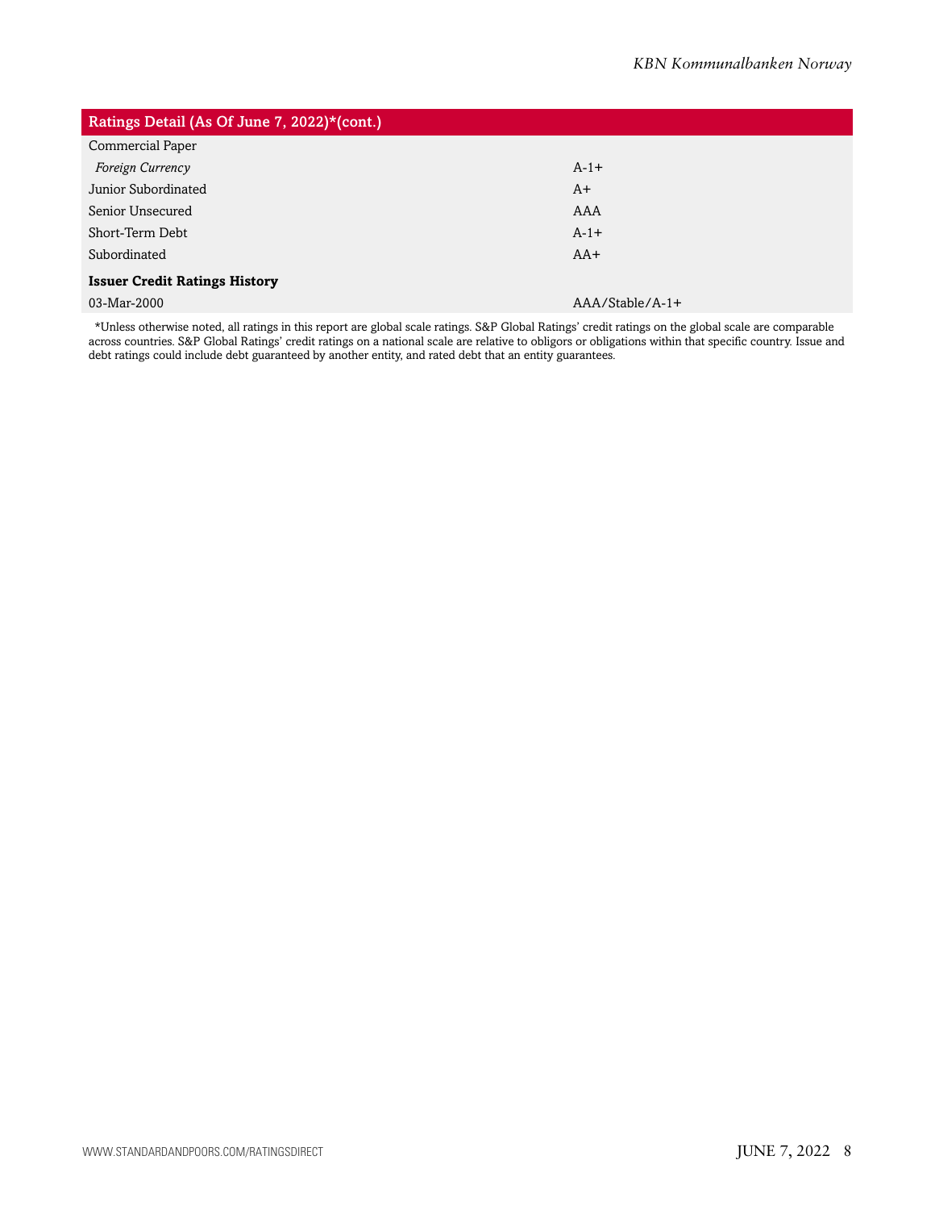| Ratings Detail (As Of June 7, 2022)*(cont.) | |
|---|---|
| Commercial Paper | |
| *Foreign Currency* | A-1+ |
| Junior Subordinated | A+ |
| Senior Unsecured | AAA |
| Short-Term Debt | A-1+ |
| Subordinated | AA+ |
| **Issuer Credit Ratings History** | |
| 03-Mar-2000 | AAA/Stable/A-1+ |

*Unless otherwise noted, all ratings in this report are global scale ratings. S&P Global Ratings' credit ratings on the global scale are comparable across countries. S&P Global Ratings' credit ratings on a national scale are relative to obligors or obligations within that specific country. Issue and debt ratings could include debt guaranteed by another entity, and rated debt that an entity guarantees.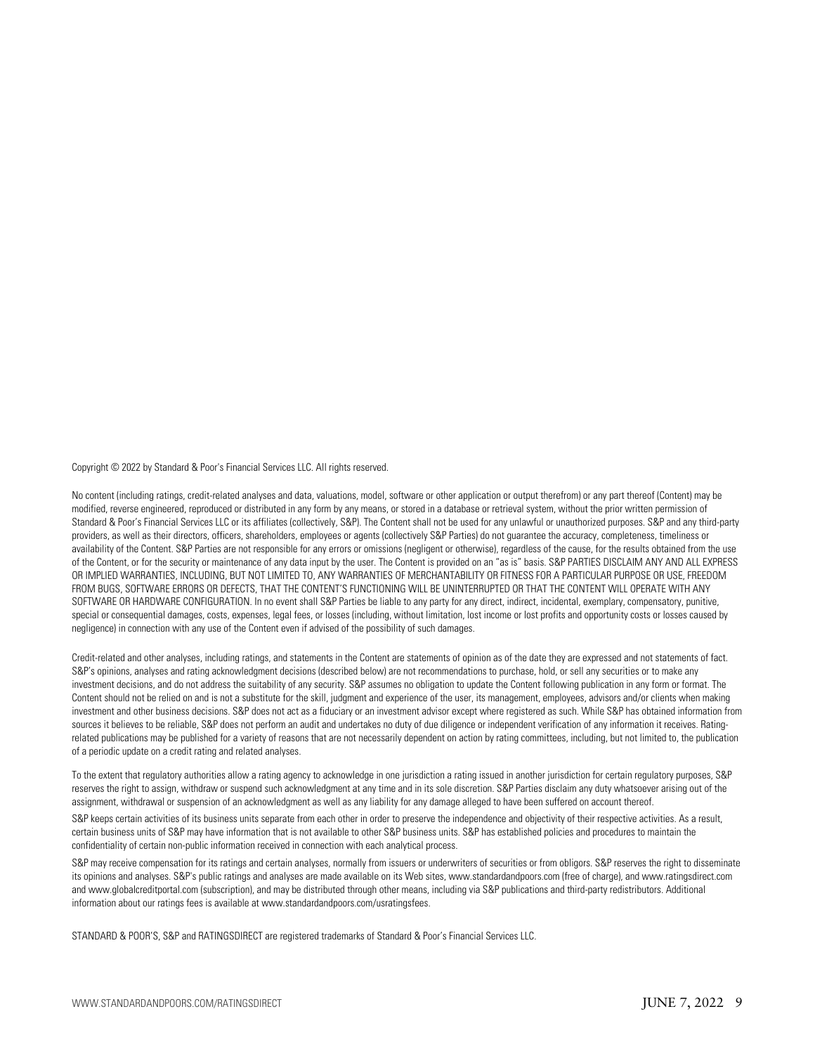Copyright © 2022 by Standard & Poor's Financial Services LLC. All rights reserved.

No content (including ratings, credit-related analyses and data, valuations, model, software or other application or output therefrom) or any part thereof (Content) may be modified, reverse engineered, reproduced or distributed in any form by any means, or stored in a database or retrieval system, without the prior written permission of Standard & Poor's Financial Services LLC or its affiliates (collectively, S&P). The Content shall not be used for any unlawful or unauthorized purposes. S&P and any third-party providers, as well as their directors, officers, shareholders, employees or agents (collectively S&P Parties) do not guarantee the accuracy, completeness, timeliness or availability of the Content. S&P Parties are not responsible for any errors or omissions (negligent or otherwise), regardless of the cause, for the results obtained from the use of the Content, or for the security or maintenance of any data input by the user. The Content is provided on an "as is" basis. S&P PARTIES DISCLAIM ANY AND ALL EXPRESS OR IMPLIED WARRANTIES, INCLUDING, BUT NOT LIMITED TO, ANY WARRANTIES OF MERCHANTABILITY OR FITNESS FOR A PARTICULAR PURPOSE OR USE, FREEDOM FROM BUGS, SOFTWARE ERRORS OR DEFECTS, THAT THE CONTENT'S FUNCTIONING WILL BE UNINTERRUPTED OR THAT THE CONTENT WILL OPERATE WITH ANY SOFTWARE OR HARDWARE CONFIGURATION. In no event shall S&P Parties be liable to any party for any direct, indirect, incidental, exemplary, compensatory, punitive, special or consequential damages, costs, expenses, legal fees, or losses (including, without limitation, lost income or lost profits and opportunity costs or losses caused by negligence) in connection with any use of the Content even if advised of the possibility of such damages.

Credit-related and other analyses, including ratings, and statements in the Content are statements of opinion as of the date they are expressed and not statements of fact. S&P's opinions, analyses and rating acknowledgment decisions (described below) are not recommendations to purchase, hold, or sell any securities or to make any investment decisions, and do not address the suitability of any security. S&P assumes no obligation to update the Content following publication in any form or format. The Content should not be relied on and is not a substitute for the skill, judgment and experience of the user, its management, employees, advisors and/or clients when making investment and other business decisions. S&P does not act as a fiduciary or an investment advisor except where registered as such. While S&P has obtained information from sources it believes to be reliable, S&P does not perform an audit and undertakes no duty of due diligence or independent verification of any information it receives. Rating-related publications may be published for a variety of reasons that are not necessarily dependent on action by rating committees, including, but not limited to, the publication of a periodic update on a credit rating and related analyses.

To the extent that regulatory authorities allow a rating agency to acknowledge in one jurisdiction a rating issued in another jurisdiction for certain regulatory purposes, S&P reserves the right to assign, withdraw or suspend such acknowledgment at any time and in its sole discretion. S&P Parties disclaim any duty whatsoever arising out of the assignment, withdrawal or suspension of an acknowledgment as well as any liability for any damage alleged to have been suffered on account thereof.

S&P keeps certain activities of its business units separate from each other in order to preserve the independence and objectivity of their respective activities. As a result, certain business units of S&P may have information that is not available to other S&P business units. S&P has established policies and procedures to maintain the confidentiality of certain non-public information received in connection with each analytical process.

S&P may receive compensation for its ratings and certain analyses, normally from issuers or underwriters of securities or from obligors. S&P reserves the right to disseminate its opinions and analyses. S&P's public ratings and analyses are made available on its Web sites, www.standardandpoors.com (free of charge), and www.ratingsdirect.com and www.globalcreditportal.com (subscription), and may be distributed through other means, including via S&P publications and third-party redistributors. Additional information about our ratings fees is available at www.standardandpoors.com/usratingsfees.

STANDARD & POOR'S, S&P and RATINGSDIRECT are registered trademarks of Standard & Poor's Financial Services LLC.